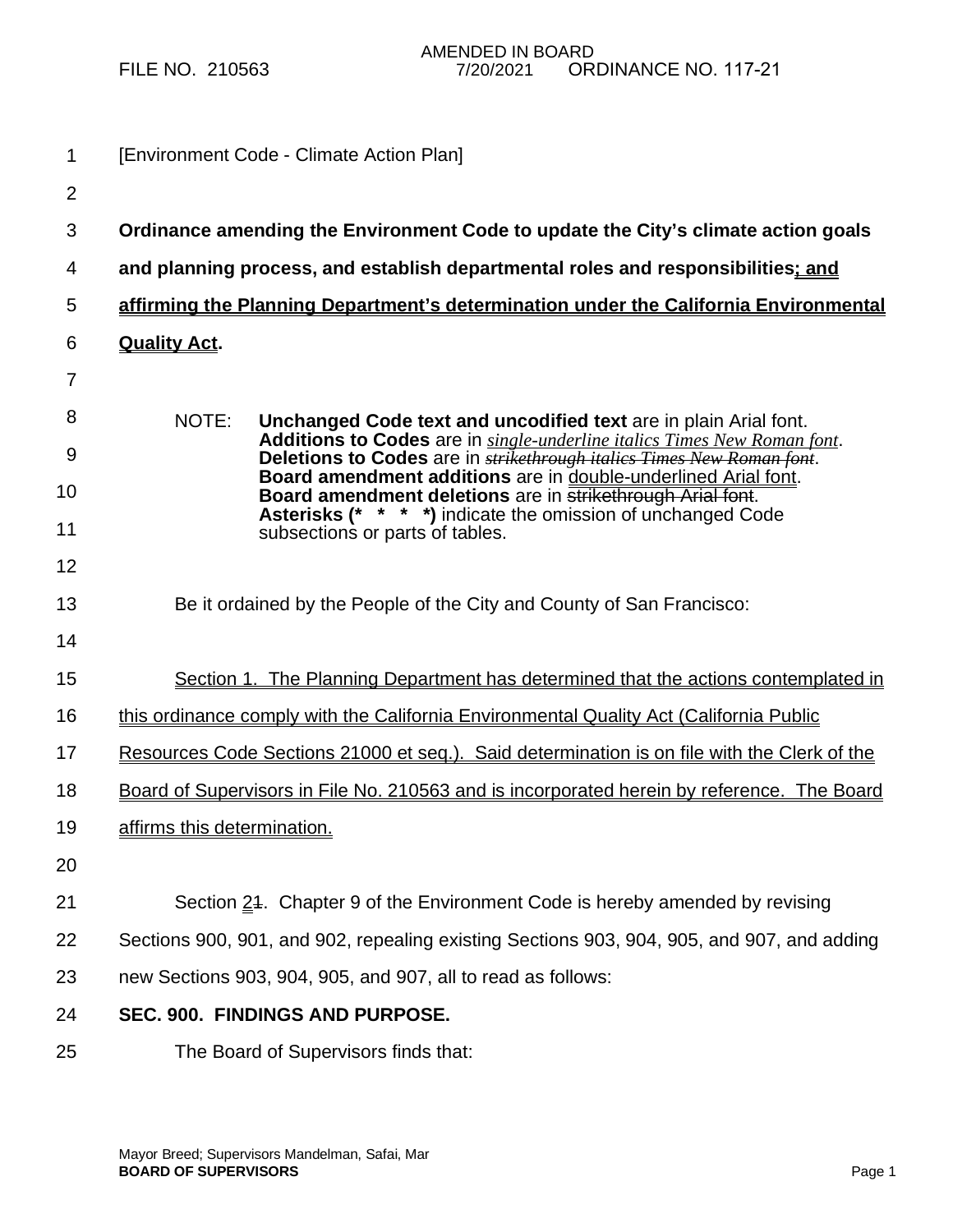FILE NO. 210563 | AMENDED IN BOARD 7/20/2021 | ORDINANCE NO. 117-21

[Environment Code - Climate Action Plan]

**Ordinance amending the Environment Code to update the City's climate action goals and planning process, and establish departmental roles and responsibilities; and affirming the Planning Department's determination under the California Environmental Quality Act.**

NOTE: **Unchanged Code text and uncodified text** are in plain Arial font.
**Additions to Codes** are in *single-underline italics Times New Roman font*.
**Deletions to Codes** are in ~~*strikethrough italics Times New Roman font*~~.
**Board amendment additions** are in double-underlined Arial font.
**Board amendment deletions** are in ~~strikethrough Arial font~~.
**Asterisks (* * * *)** indicate the omission of unchanged Code subsections or parts of tables.

Be it ordained by the People of the City and County of San Francisco:

Section 1. The Planning Department has determined that the actions contemplated in this ordinance comply with the California Environmental Quality Act (California Public Resources Code Sections 21000 et seq.). Said determination is on file with the Clerk of the Board of Supervisors in File No. 210563 and is incorporated herein by reference. The Board affirms this determination.

Section 2~~1~~. Chapter 9 of the Environment Code is hereby amended by revising Sections 900, 901, and 902, repealing existing Sections 903, 904, 905, and 907, and adding new Sections 903, 904, 905, and 907, all to read as follows:

**SEC. 900. FINDINGS AND PURPOSE.**

The Board of Supervisors finds that:

Mayor Breed; Supervisors Mandelman, Safai, Mar
**BOARD OF SUPERVISORS**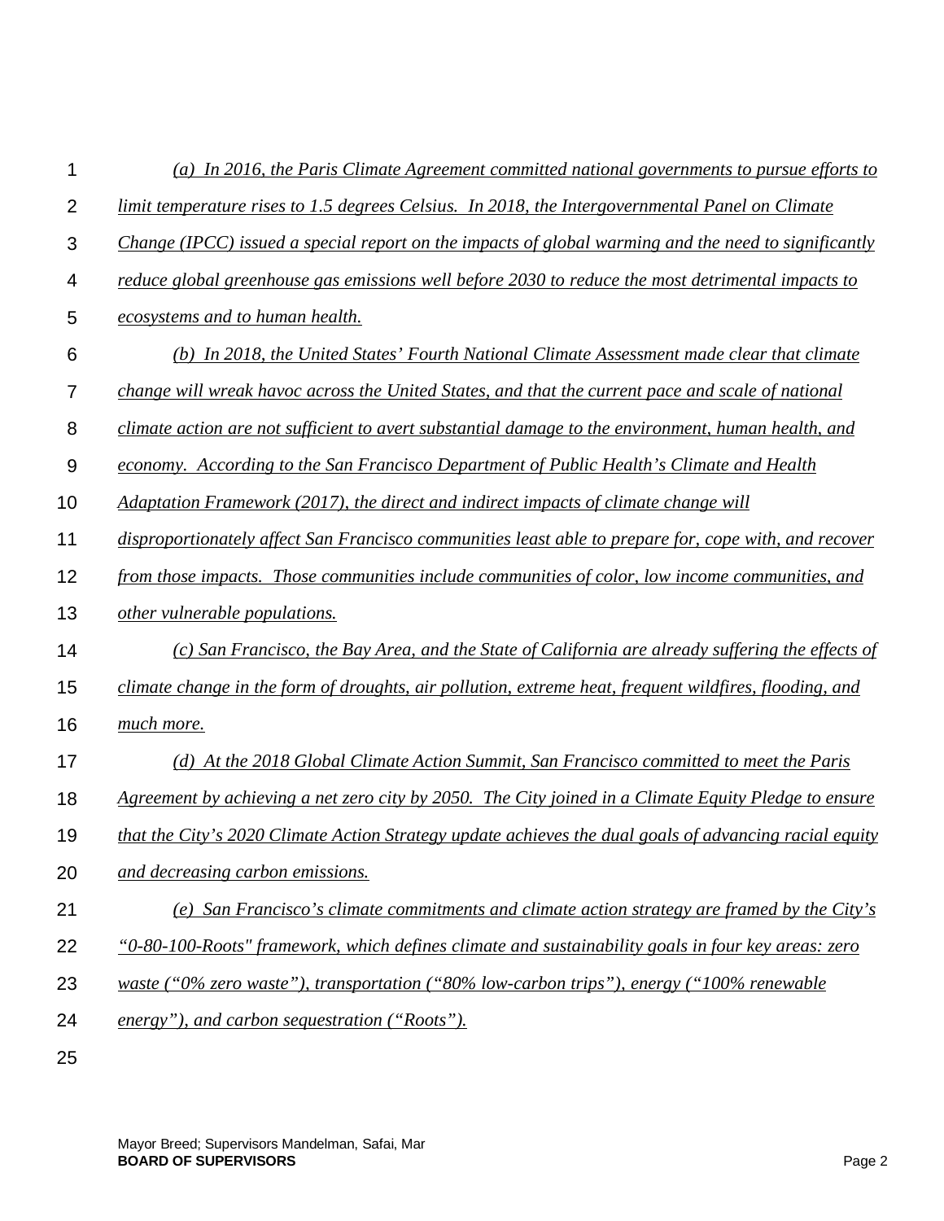*(a) In 2016, the Paris Climate Agreement committed national governments to pursue efforts to limit temperature rises to 1.5 degrees Celsius. In 2018, the Intergovernmental Panel on Climate Change (IPCC) issued a special report on the impacts of global warming and the need to significantly reduce global greenhouse gas emissions well before 2030 to reduce the most detrimental impacts to ecosystems and to human health.*

*(b) In 2018, the United States' Fourth National Climate Assessment made clear that climate change will wreak havoc across the United States, and that the current pace and scale of national climate action are not sufficient to avert substantial damage to the environment, human health, and economy. According to the San Francisco Department of Public Health's Climate and Health Adaptation Framework (2017), the direct and indirect impacts of climate change will disproportionately affect San Francisco communities least able to prepare for, cope with, and recover from those impacts. Those communities include communities of color, low income communities, and other vulnerable populations.*

*(c) San Francisco, the Bay Area, and the State of California are already suffering the effects of climate change in the form of droughts, air pollution, extreme heat, frequent wildfires, flooding, and much more.*

*(d) At the 2018 Global Climate Action Summit, San Francisco committed to meet the Paris Agreement by achieving a net zero city by 2050. The City joined in a Climate Equity Pledge to ensure that the City's 2020 Climate Action Strategy update achieves the dual goals of advancing racial equity and decreasing carbon emissions.*

*(e) San Francisco's climate commitments and climate action strategy are framed by the City's "0-80-100-Roots" framework, which defines climate and sustainability goals in four key areas: zero waste ("0% zero waste"), transportation ("80% low-carbon trips"), energy ("100% renewable energy"), and carbon sequestration ("Roots").*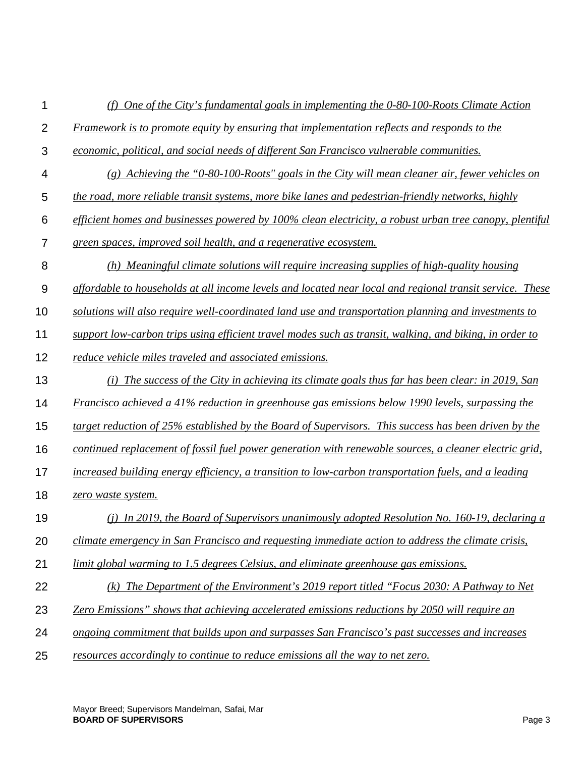*(f) One of the City's fundamental goals in implementing the 0-80-100-Roots Climate Action Framework is to promote equity by ensuring that implementation reflects and responds to the economic, political, and social needs of different San Francisco vulnerable communities.*

*(g) Achieving the "0-80-100-Roots" goals in the City will mean cleaner air, fewer vehicles on the road, more reliable transit systems, more bike lanes and pedestrian-friendly networks, highly efficient homes and businesses powered by 100% clean electricity, a robust urban tree canopy, plentiful green spaces, improved soil health, and a regenerative ecosystem.*

*(h) Meaningful climate solutions will require increasing supplies of high-quality housing affordable to households at all income levels and located near local and regional transit service. These solutions will also require well-coordinated land use and transportation planning and investments to support low-carbon trips using efficient travel modes such as transit, walking, and biking, in order to reduce vehicle miles traveled and associated emissions.*

*(i) The success of the City in achieving its climate goals thus far has been clear: in 2019, San Francisco achieved a 41% reduction in greenhouse gas emissions below 1990 levels, surpassing the target reduction of 25% established by the Board of Supervisors. This success has been driven by the continued replacement of fossil fuel power generation with renewable sources, a cleaner electric grid, increased building energy efficiency, a transition to low-carbon transportation fuels, and a leading zero waste system.*

*(j) In 2019, the Board of Supervisors unanimously adopted Resolution No. 160-19, declaring a climate emergency in San Francisco and requesting immediate action to address the climate crisis, limit global warming to 1.5 degrees Celsius, and eliminate greenhouse gas emissions.*

*(k) The Department of the Environment's 2019 report titled "Focus 2030: A Pathway to Net Zero Emissions" shows that achieving accelerated emissions reductions by 2050 will require an ongoing commitment that builds upon and surpasses San Francisco's past successes and increases resources accordingly to continue to reduce emissions all the way to net zero.*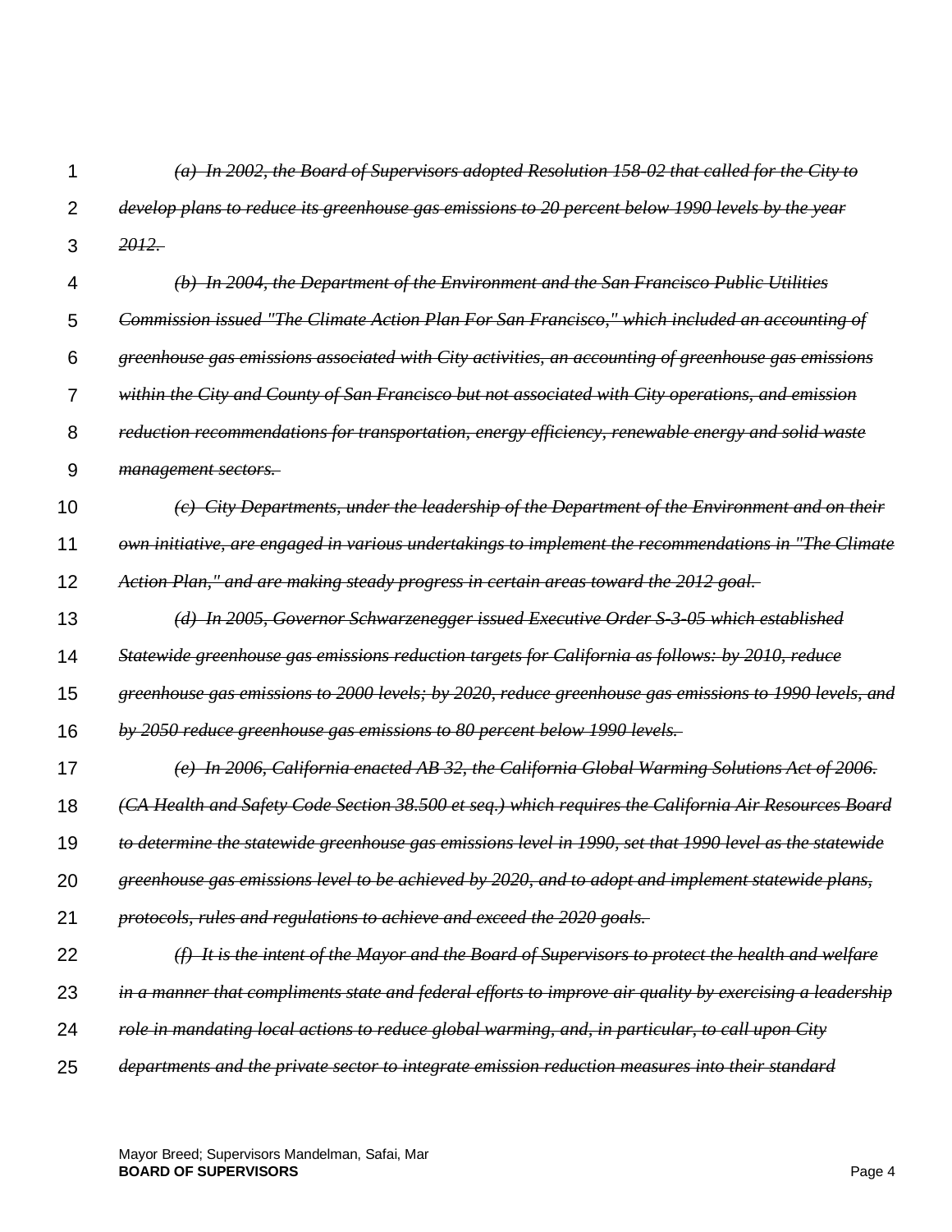~~*(a) In 2002, the Board of Supervisors adopted Resolution 158-02 that called for the City to develop plans to reduce its greenhouse gas emissions to 20 percent below 1990 levels by the year 2012.*~~

~~*(b) In 2004, the Department of the Environment and the San Francisco Public Utilities Commission issued "The Climate Action Plan For San Francisco," which included an accounting of greenhouse gas emissions associated with City activities, an accounting of greenhouse gas emissions within the City and County of San Francisco but not associated with City operations, and emission reduction recommendations for transportation, energy efficiency, renewable energy and solid waste management sectors.*~~

~~*(c) City Departments, under the leadership of the Department of the Environment and on their own initiative, are engaged in various undertakings to implement the recommendations in "The Climate Action Plan," and are making steady progress in certain areas toward the 2012 goal.*~~

~~*(d) In 2005, Governor Schwarzenegger issued Executive Order S-3-05 which established Statewide greenhouse gas emissions reduction targets for California as follows: by 2010, reduce greenhouse gas emissions to 2000 levels; by 2020, reduce greenhouse gas emissions to 1990 levels, and by 2050 reduce greenhouse gas emissions to 80 percent below 1990 levels.*~~

~~*(e) In 2006, California enacted AB 32, the California Global Warming Solutions Act of 2006. (CA Health and Safety Code Section 38.500 et seq.) which requires the California Air Resources Board to determine the statewide greenhouse gas emissions level in 1990, set that 1990 level as the statewide greenhouse gas emissions level to be achieved by 2020, and to adopt and implement statewide plans, protocols, rules and regulations to achieve and exceed the 2020 goals.*~~

~~*(f) It is the intent of the Mayor and the Board of Supervisors to protect the health and welfare in a manner that compliments state and federal efforts to improve air quality by exercising a leadership role in mandating local actions to reduce global warming, and, in particular, to call upon City departments and the private sector to integrate emission reduction measures into their standard*~~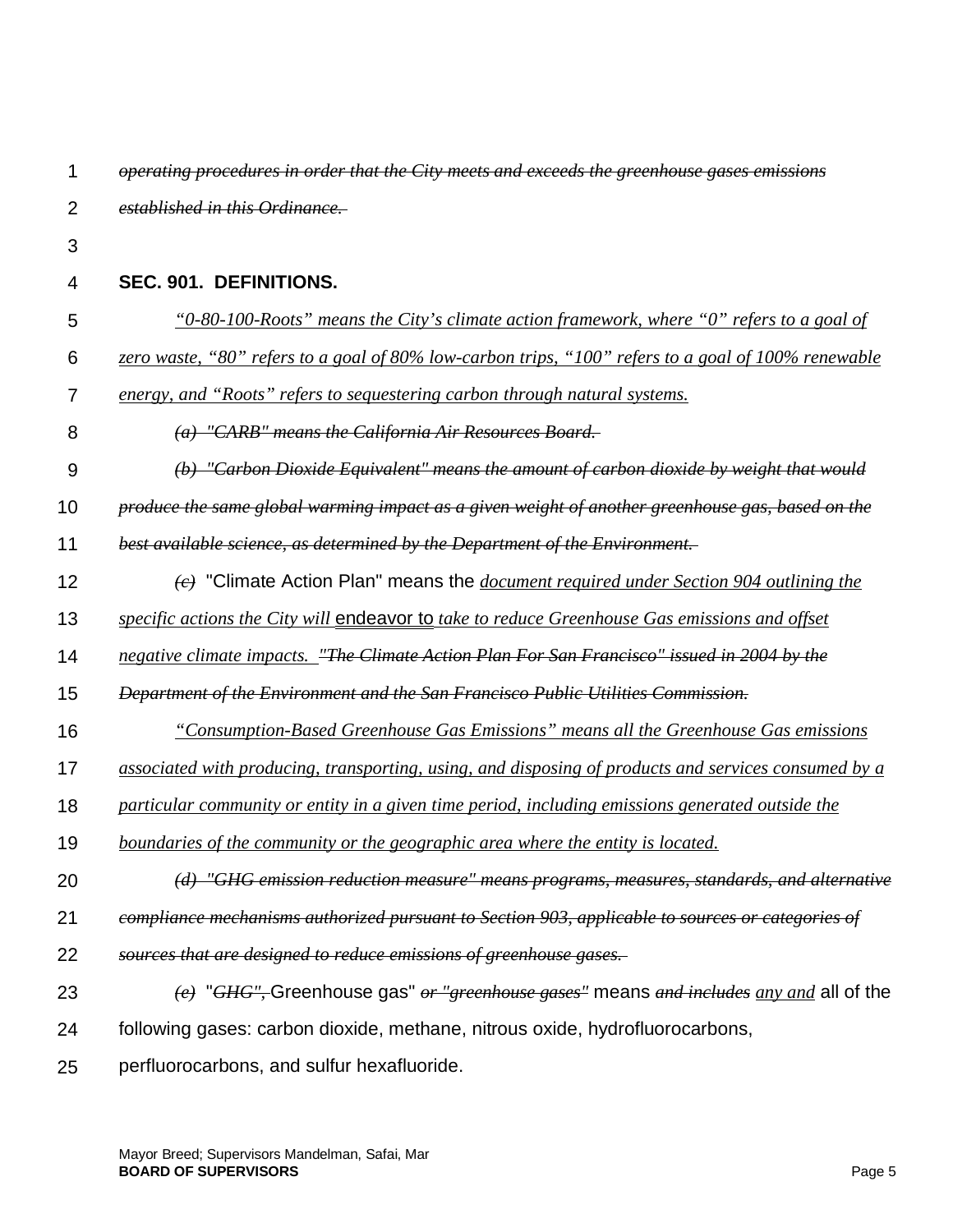~~*operating procedures in order that the City meets and exceeds the greenhouse gases emissions established in this Ordinance.*~~

**SEC. 901. DEFINITIONS.**

*<u>"0-80-100-Roots" means the City's climate action framework, where "0" refers to a goal of zero waste, "80" refers to a goal of 80% low-carbon trips, "100" refers to a goal of 100% renewable energy, and "Roots" refers to sequestering carbon through natural systems.</u>*

~~*(a) "CARB" means the California Air Resources Board.*~~

~~*(b) "Carbon Dioxide Equivalent" means the amount of carbon dioxide by weight that would produce the same global warming impact as a given weight of another greenhouse gas, based on the best available science, as determined by the Department of the Environment.*~~

~~*(c)*~~ "Climate Action Plan" means the *<u>document required under Section 904 outlining the specific actions the City will</u>* <u>endeavor to</u> *<u>take to reduce Greenhouse Gas emissions and offset negative climate impacts.</u>* ~~*"The Climate Action Plan For San Francisco" issued in 2004 by the Department of the Environment and the San Francisco Public Utilities Commission.*~~

*<u>"Consumption-Based Greenhouse Gas Emissions" means all the Greenhouse Gas emissions associated with producing, transporting, using, and disposing of products and services consumed by a particular community or entity in a given time period, including emissions generated outside the boundaries of the community or the geographic area where the entity is located.</u>*

~~*(d) "GHG emission reduction measure" means programs, measures, standards, and alternative compliance mechanisms authorized pursuant to Section 903, applicable to sources or categories of sources that are designed to reduce emissions of greenhouse gases.*~~

~~*(e)*~~ "~~*GHG", "*~~Greenhouse gas" ~~*or "greenhouse gases"*~~ means ~~*and includes*~~ *<u>any and</u>* all of the following gases: carbon dioxide, methane, nitrous oxide, hydrofluorocarbons, perfluorocarbons, and sulfur hexafluoride.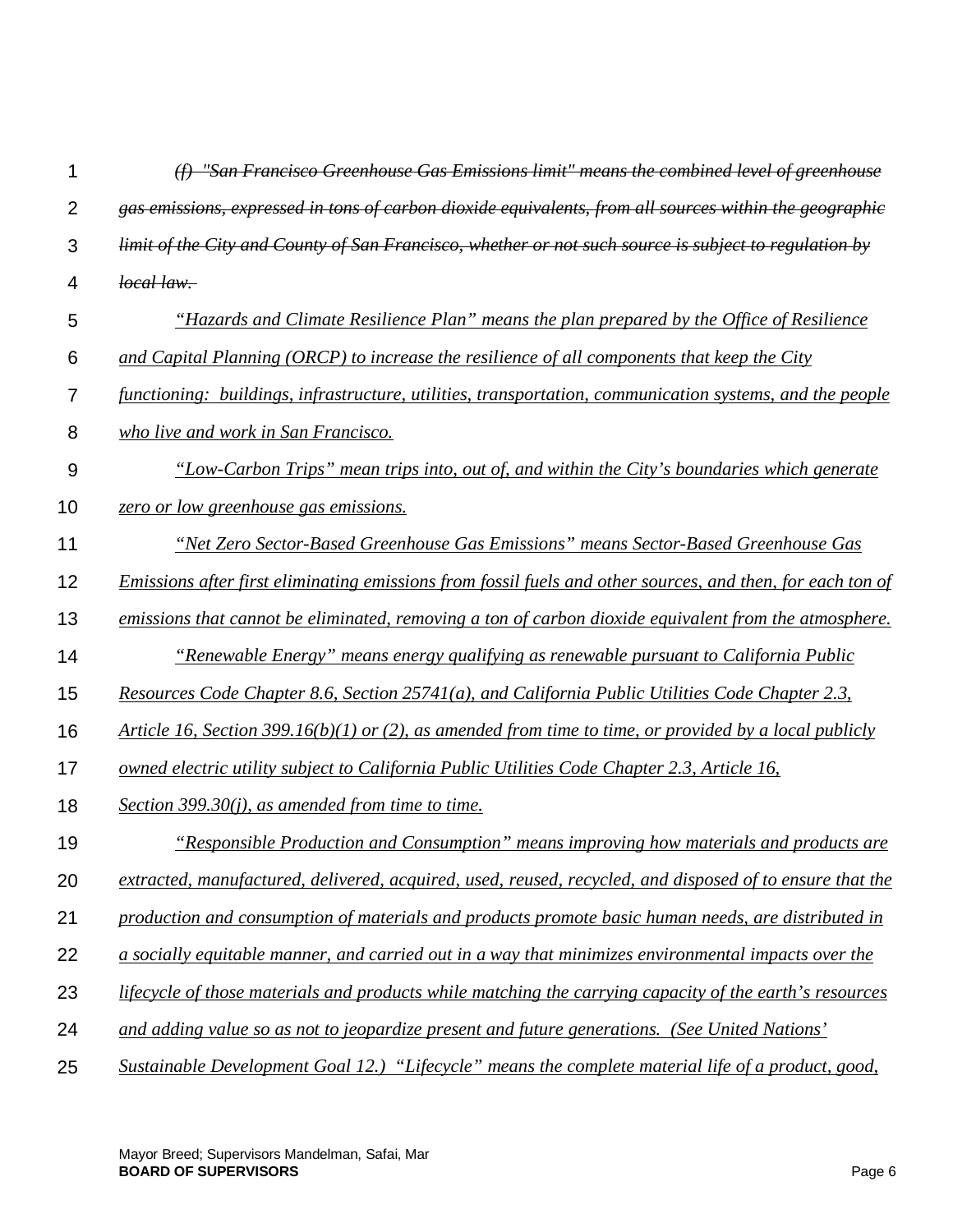~~*(f) "San Francisco Greenhouse Gas Emissions limit" means the combined level of greenhouse gas emissions, expressed in tons of carbon dioxide equivalents, from all sources within the geographic limit of the City and County of San Francisco, whether or not such source is subject to regulation by local law.*~~

*"Hazards and Climate Resilience Plan" means the plan prepared by the Office of Resilience and Capital Planning (ORCP) to increase the resilience of all components that keep the City functioning: buildings, infrastructure, utilities, transportation, communication systems, and the people who live and work in San Francisco.*

*"Low-Carbon Trips" mean trips into, out of, and within the City's boundaries which generate zero or low greenhouse gas emissions.*

*"Net Zero Sector-Based Greenhouse Gas Emissions" means Sector-Based Greenhouse Gas Emissions after first eliminating emissions from fossil fuels and other sources, and then, for each ton of emissions that cannot be eliminated, removing a ton of carbon dioxide equivalent from the atmosphere.*

*"Renewable Energy" means energy qualifying as renewable pursuant to California Public Resources Code Chapter 8.6, Section 25741(a), and California Public Utilities Code Chapter 2.3, Article 16, Section 399.16(b)(1) or (2), as amended from time to time, or provided by a local publicly owned electric utility subject to California Public Utilities Code Chapter 2.3, Article 16, Section 399.30(j), as amended from time to time.*

*"Responsible Production and Consumption" means improving how materials and products are extracted, manufactured, delivered, acquired, used, reused, recycled, and disposed of to ensure that the production and consumption of materials and products promote basic human needs, are distributed in a socially equitable manner, and carried out in a way that minimizes environmental impacts over the lifecycle of those materials and products while matching the carrying capacity of the earth's resources and adding value so as not to jeopardize present and future generations. (See United Nations' Sustainable Development Goal 12.) "Lifecycle" means the complete material life of a product, good,*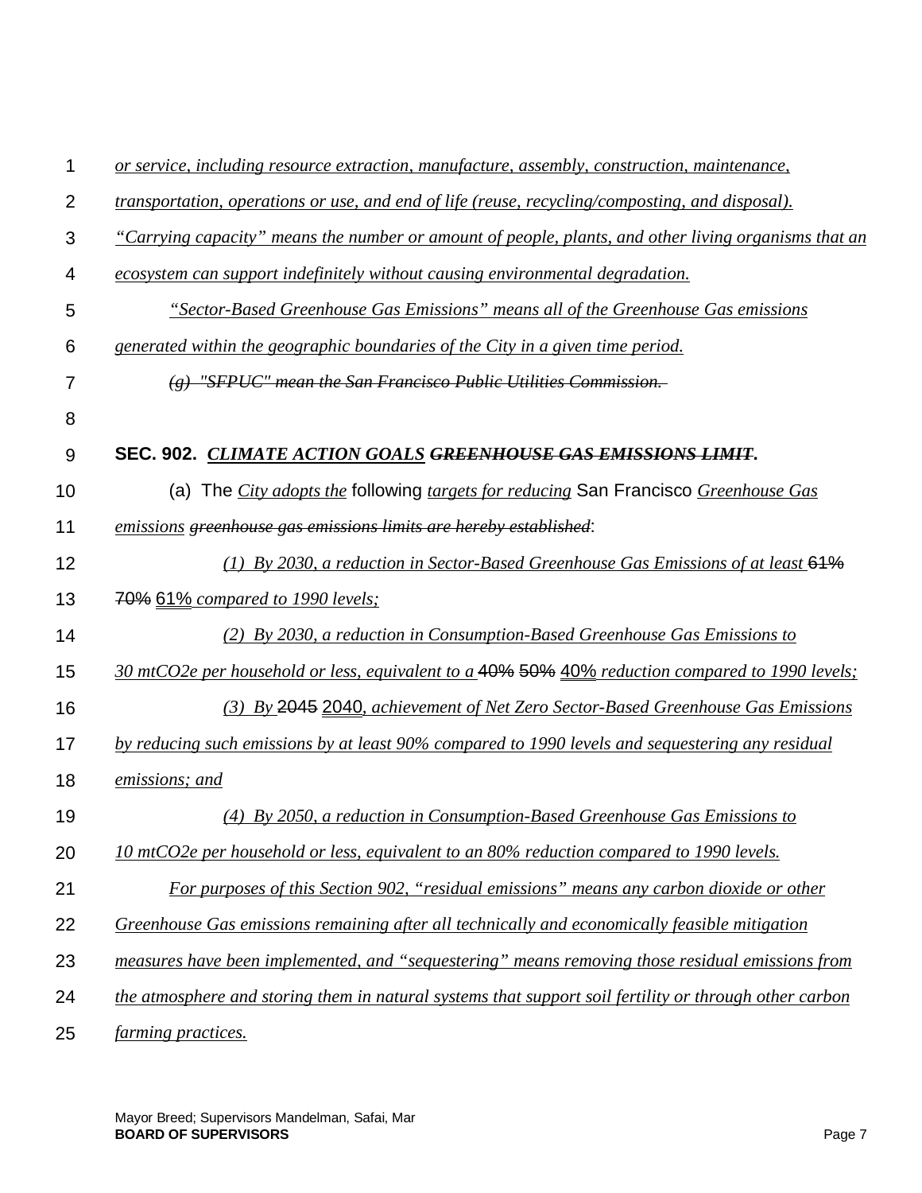*or service, including resource extraction, manufacture, assembly, construction, maintenance, transportation, operations or use, and end of life (reuse, recycling/composting, and disposal).*

*"Carrying capacity" means the number or amount of people, plants, and other living organisms that an ecosystem can support indefinitely without causing environmental degradation.*

*"Sector-Based Greenhouse Gas Emissions" means all of the Greenhouse Gas emissions generated within the geographic boundaries of the City in a given time period.*

~~*(g) "SFPUC" mean the San Francisco Public Utilities Commission.*~~

**SEC. 902. *CLIMATE ACTION GOALS* ~~*GREENHOUSE GAS EMISSIONS LIMIT*~~.**

(a) The *City adopts the* following *targets for reducing* San Francisco *Greenhouse Gas emissions* ~~*greenhouse gas emissions limits are hereby established*~~:

*(1) By 2030, a reduction in Sector-Based Greenhouse Gas Emissions of at least* ~~61%~~ ~~70%~~ 61% *compared to 1990 levels;*

*(2) By 2030, a reduction in Consumption-Based Greenhouse Gas Emissions to 30 mtCO2e per household or less, equivalent to a* ~~40%~~ ~~50%~~ 40% *reduction compared to 1990 levels;*

*(3) By* ~~2045~~ 2040, *achievement of Net Zero Sector-Based Greenhouse Gas Emissions by reducing such emissions by at least 90% compared to 1990 levels and sequestering any residual emissions; and*

*(4) By 2050, a reduction in Consumption-Based Greenhouse Gas Emissions to 10 mtCO2e per household or less, equivalent to an 80% reduction compared to 1990 levels.*

*For purposes of this Section 902, "residual emissions" means any carbon dioxide or other Greenhouse Gas emissions remaining after all technically and economically feasible mitigation measures have been implemented, and "sequestering" means removing those residual emissions from the atmosphere and storing them in natural systems that support soil fertility or through other carbon farming practices.*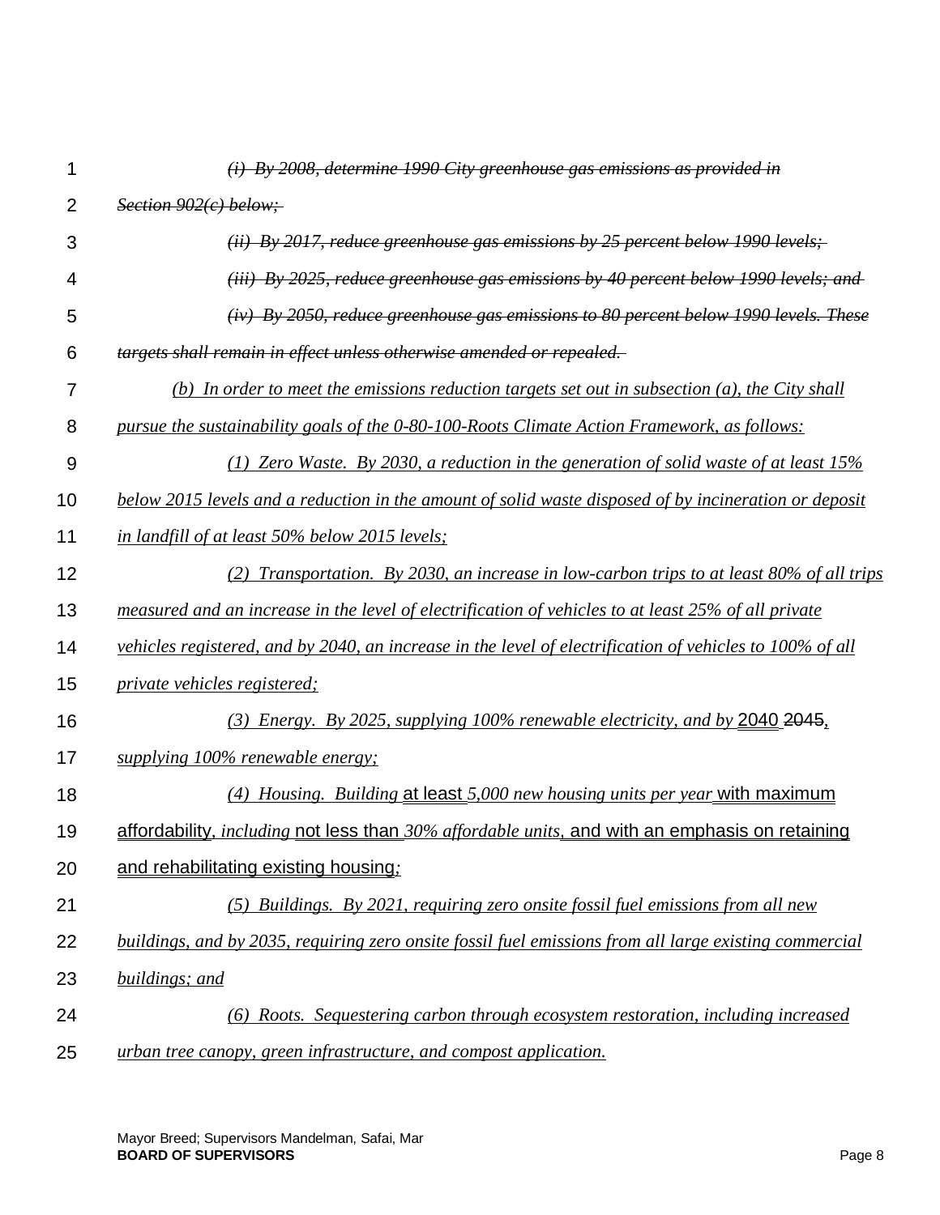~~*(i) By 2008, determine 1990 City greenhouse gas emissions as provided in Section 902(c) below;*~~

~~*(ii) By 2017, reduce greenhouse gas emissions by 25 percent below 1990 levels;*~~

~~*(iii) By 2025, reduce greenhouse gas emissions by 40 percent below 1990 levels; and*~~

~~*(iv) By 2050, reduce greenhouse gas emissions to 80 percent below 1990 levels. These targets shall remain in effect unless otherwise amended or repealed.*~~

*(b) In order to meet the emissions reduction targets set out in subsection (a), the City shall pursue the sustainability goals of the 0-80-100-Roots Climate Action Framework, as follows:*

*(1) Zero Waste. By 2030, a reduction in the generation of solid waste of at least 15% below 2015 levels and a reduction in the amount of solid waste disposed of by incineration or deposit in landfill of at least 50% below 2015 levels;*

*(2) Transportation. By 2030, an increase in low-carbon trips to at least 80% of all trips measured and an increase in the level of electrification of vehicles to at least 25% of all private vehicles registered, and by 2040, an increase in the level of electrification of vehicles to 100% of all private vehicles registered;*

*(3) Energy. By 2025, supplying 100% renewable electricity, and by* 2040 ~~2045~~, *supplying 100% renewable energy;*

*(4) Housing. Building* at least *5,000 new housing units per year* with maximum affordability, *including* not less than *30% affordable units*, and with an emphasis on retaining and rehabilitating existing housing*;*

*(5) Buildings. By 2021, requiring zero onsite fossil fuel emissions from all new buildings, and by 2035, requiring zero onsite fossil fuel emissions from all large existing commercial buildings; and*

*(6) Roots. Sequestering carbon through ecosystem restoration, including increased urban tree canopy, green infrastructure, and compost application.*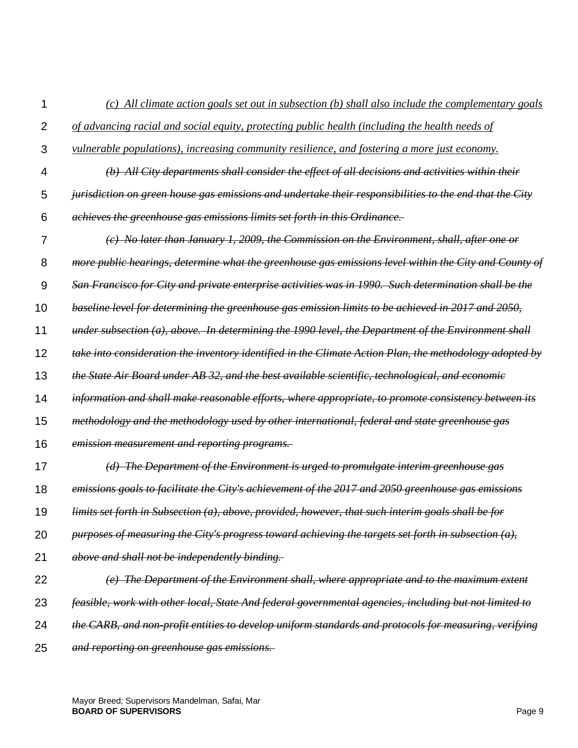*(c) All climate action goals set out in subsection (b) shall also include the complementary goals of advancing racial and social equity, protecting public health (including the health needs of vulnerable populations), increasing community resilience, and fostering a more just economy.*

~~*(b) All City departments shall consider the effect of all decisions and activities within their jurisdiction on green house gas emissions and undertake their responsibilities to the end that the City achieves the greenhouse gas emissions limits set forth in this Ordinance.*~~

~~*(c) No later than January 1, 2009, the Commission on the Environment, shall, after one or more public hearings, determine what the greenhouse gas emissions level within the City and County of San Francisco for City and private enterprise activities was in 1990. Such determination shall be the baseline level for determining the greenhouse gas emission limits to be achieved in 2017 and 2050, under subsection (a), above. In determining the 1990 level, the Department of the Environment shall take into consideration the inventory identified in the Climate Action Plan, the methodology adopted by the State Air Board under AB 32, and the best available scientific, technological, and economic information and shall make reasonable efforts, where appropriate, to promote consistency between its methodology and the methodology used by other international, federal and state greenhouse gas emission measurement and reporting programs.*~~

~~*(d) The Department of the Environment is urged to promulgate interim greenhouse gas emissions goals to facilitate the City's achievement of the 2017 and 2050 greenhouse gas emissions limits set forth in Subsection (a), above, provided, however, that such interim goals shall be for purposes of measuring the City's progress toward achieving the targets set forth in subsection (a), above and shall not be independently binding.*~~

~~*(e) The Department of the Environment shall, where appropriate and to the maximum extent feasible, work with other local, State And federal governmental agencies, including but not limited to the CARB, and non-profit entities to develop uniform standards and protocols for measuring, verifying and reporting on greenhouse gas emissions.*~~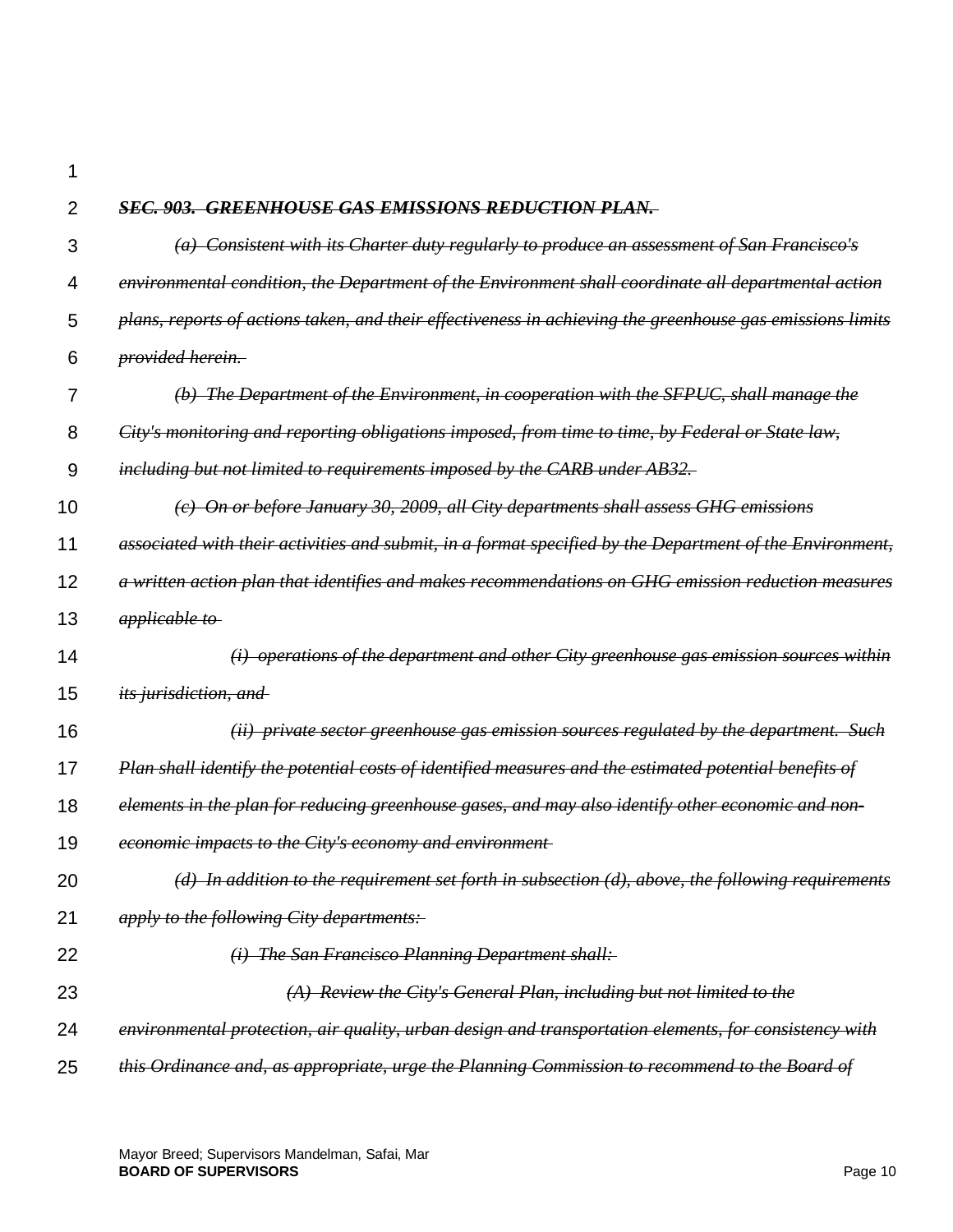~~***SEC. 903. GREENHOUSE GAS EMISSIONS REDUCTION PLAN.***~~

~~*(a) Consistent with its Charter duty regularly to produce an assessment of San Francisco's environmental condition, the Department of the Environment shall coordinate all departmental action plans, reports of actions taken, and their effectiveness in achieving the greenhouse gas emissions limits provided herein.*~~

~~*(b) The Department of the Environment, in cooperation with the SFPUC, shall manage the City's monitoring and reporting obligations imposed, from time to time, by Federal or State law, including but not limited to requirements imposed by the CARB under AB32.*~~

~~*(c) On or before January 30, 2009, all City departments shall assess GHG emissions associated with their activities and submit, in a format specified by the Department of the Environment, a written action plan that identifies and makes recommendations on GHG emission reduction measures applicable to*~~

~~*(i) operations of the department and other City greenhouse gas emission sources within its jurisdiction, and*~~

~~*(ii) private sector greenhouse gas emission sources regulated by the department. Such Plan shall identify the potential costs of identified measures and the estimated potential benefits of elements in the plan for reducing greenhouse gases, and may also identify other economic and non-economic impacts to the City's economy and environment*~~

~~*(d) In addition to the requirement set forth in subsection (d), above, the following requirements apply to the following City departments:*~~

~~*(i) The San Francisco Planning Department shall:*~~

~~*(A) Review the City's General Plan, including but not limited to the environmental protection, air quality, urban design and transportation elements, for consistency with this Ordinance and, as appropriate, urge the Planning Commission to recommend to the Board of*~~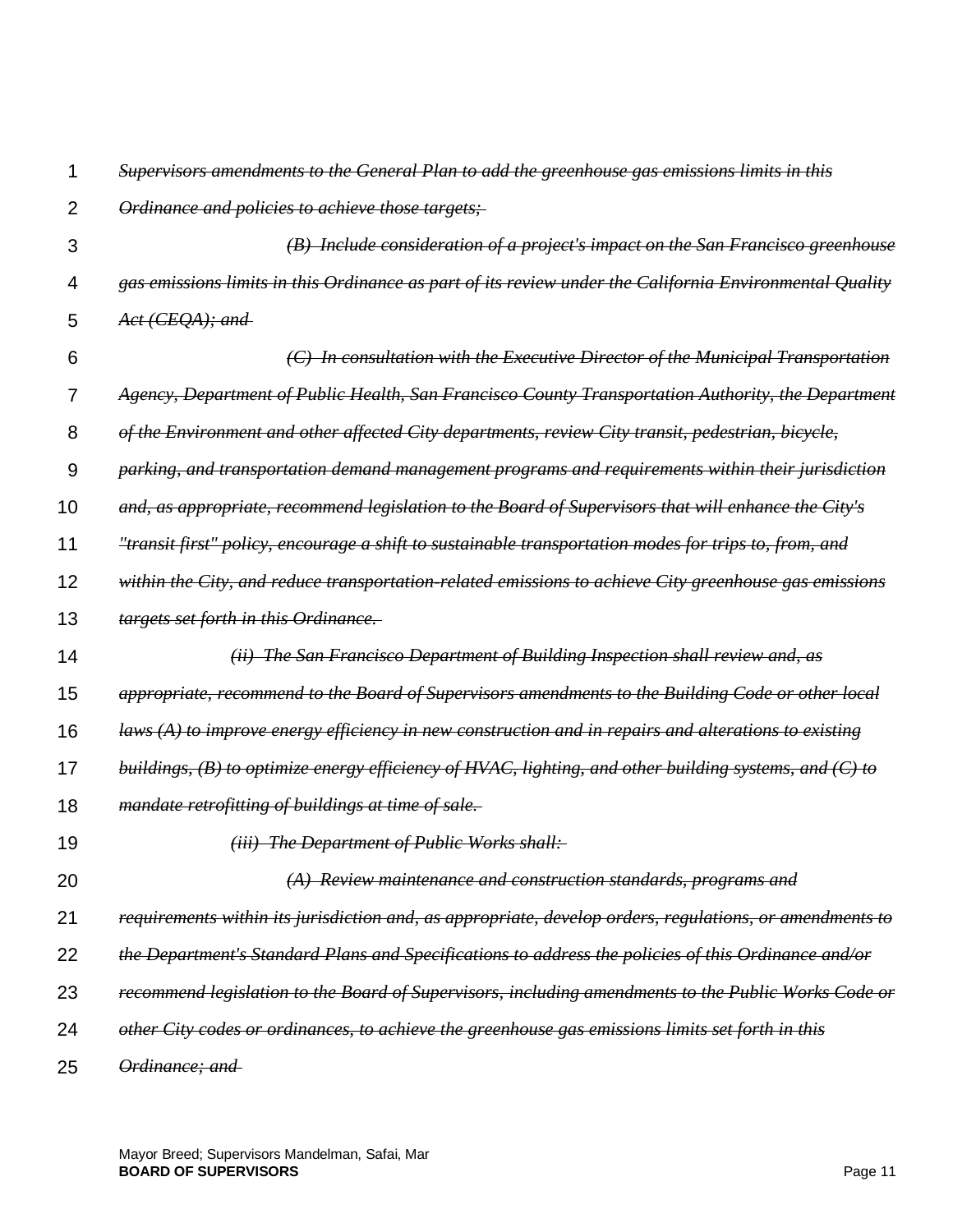~~*Supervisors amendments to the General Plan to add the greenhouse gas emissions limits in this Ordinance and policies to achieve those targets;*~~

~~*(B) Include consideration of a project's impact on the San Francisco greenhouse gas emissions limits in this Ordinance as part of its review under the California Environmental Quality Act (CEQA); and*~~

~~*(C) In consultation with the Executive Director of the Municipal Transportation Agency, Department of Public Health, San Francisco County Transportation Authority, the Department of the Environment and other affected City departments, review City transit, pedestrian, bicycle, parking, and transportation demand management programs and requirements within their jurisdiction and, as appropriate, recommend legislation to the Board of Supervisors that will enhance the City's "transit first" policy, encourage a shift to sustainable transportation modes for trips to, from, and within the City, and reduce transportation-related emissions to achieve City greenhouse gas emissions targets set forth in this Ordinance.*~~

~~*(ii) The San Francisco Department of Building Inspection shall review and, as appropriate, recommend to the Board of Supervisors amendments to the Building Code or other local laws (A) to improve energy efficiency in new construction and in repairs and alterations to existing buildings, (B) to optimize energy efficiency of HVAC, lighting, and other building systems, and (C) to mandate retrofitting of buildings at time of sale.*~~

~~*(iii) The Department of Public Works shall:*~~

~~*(A) Review maintenance and construction standards, programs and requirements within its jurisdiction and, as appropriate, develop orders, regulations, or amendments to the Department's Standard Plans and Specifications to address the policies of this Ordinance and/or recommend legislation to the Board of Supervisors, including amendments to the Public Works Code or other City codes or ordinances, to achieve the greenhouse gas emissions limits set forth in this Ordinance; and*~~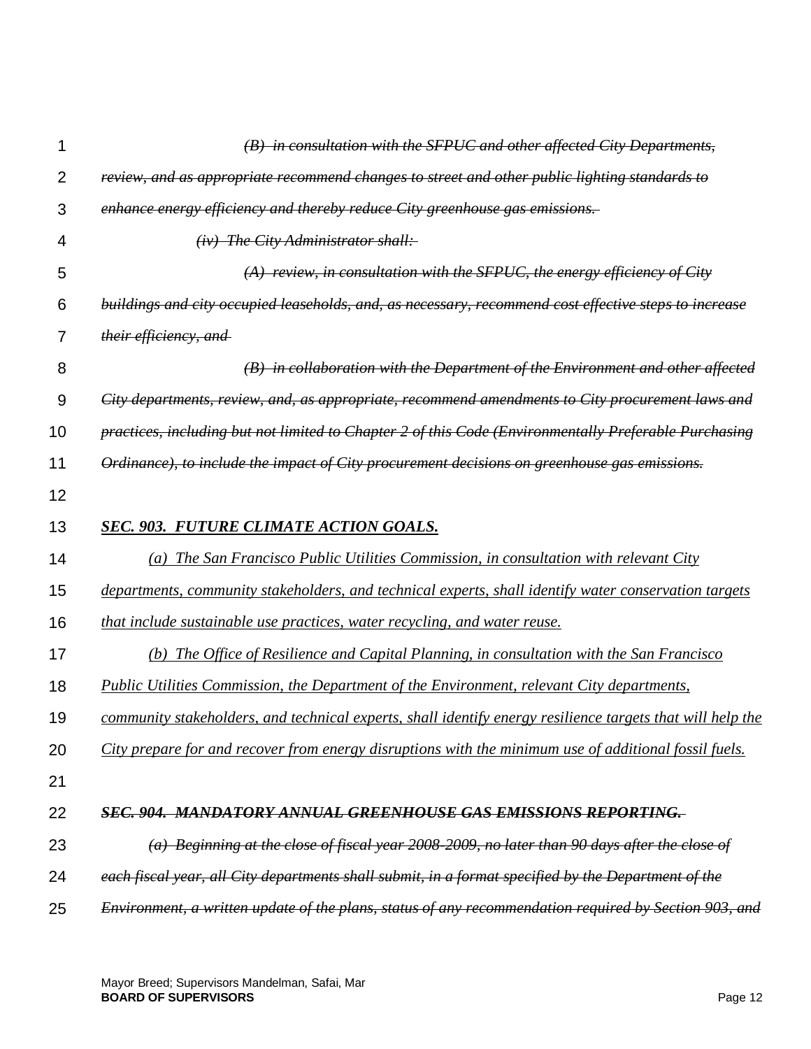~~*(B) in consultation with the SFPUC and other affected City Departments, review, and as appropriate recommend changes to street and other public lighting standards to enhance energy efficiency and thereby reduce City greenhouse gas emissions.*~~

~~*(iv) The City Administrator shall:*~~

~~*(A) review, in consultation with the SFPUC, the energy efficiency of City buildings and city occupied leaseholds, and, as necessary, recommend cost effective steps to increase their efficiency, and*~~

~~*(B) in collaboration with the Department of the Environment and other affected City departments, review, and, as appropriate, recommend amendments to City procurement laws and practices, including but not limited to Chapter 2 of this Code (Environmentally Preferable Purchasing Ordinance), to include the impact of City procurement decisions on greenhouse gas emissions.*~~

***<u>SEC. 903. FUTURE CLIMATE ACTION GOALS.</u>***

*<u>(a) The San Francisco Public Utilities Commission, in consultation with relevant City departments, community stakeholders, and technical experts, shall identify water conservation targets that include sustainable use practices, water recycling, and water reuse.</u>*

*<u>(b) The Office of Resilience and Capital Planning, in consultation with the San Francisco Public Utilities Commission, the Department of the Environment, relevant City departments, community stakeholders, and technical experts, shall identify energy resilience targets that will help the City prepare for and recover from energy disruptions with the minimum use of additional fossil fuels.</u>*

~~***SEC. 904. MANDATORY ANNUAL GREENHOUSE GAS EMISSIONS REPORTING.***~~

~~*(a) Beginning at the close of fiscal year 2008-2009, no later than 90 days after the close of each fiscal year, all City departments shall submit, in a format specified by the Department of the Environment, a written update of the plans, status of any recommendation required by Section 903, and*~~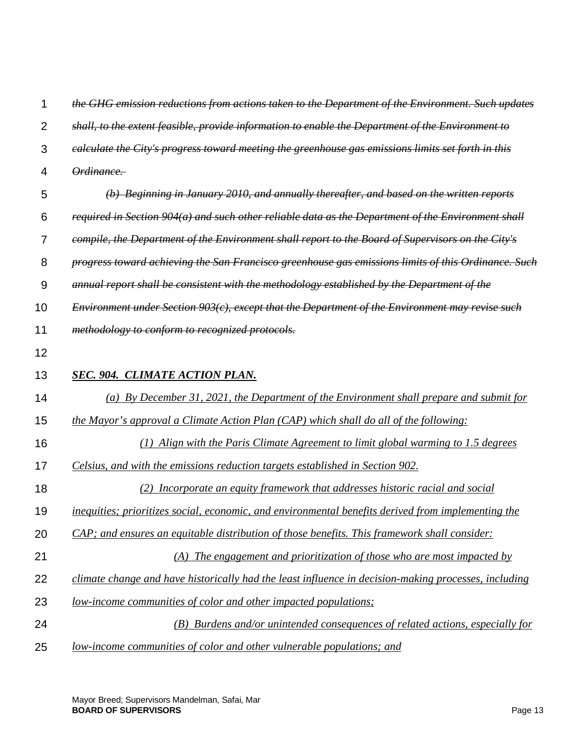~~*the GHG emission reductions from actions taken to the Department of the Environment. Such updates shall, to the extent feasible, provide information to enable the Department of the Environment to calculate the City's progress toward meeting the greenhouse gas emissions limits set forth in this Ordinance.*~~

~~*(b) Beginning in January 2010, and annually thereafter, and based on the written reports required in Section 904(a) and such other reliable data as the Department of the Environment shall compile, the Department of the Environment shall report to the Board of Supervisors on the City's progress toward achieving the San Francisco greenhouse gas emissions limits of this Ordinance. Such annual report shall be consistent with the methodology established by the Department of the Environment under Section 903(c), except that the Department of the Environment may revise such methodology to conform to recognized protocols.*~~

***<u>SEC. 904. CLIMATE ACTION PLAN.</u>***

*<u>(a) By December 31, 2021, the Department of the Environment shall prepare and submit for the Mayor's approval a Climate Action Plan (CAP) which shall do all of the following:</u>*

*<u>(1) Align with the Paris Climate Agreement to limit global warming to 1.5 degrees Celsius, and with the emissions reduction targets established in Section 902.</u>*

*<u>(2) Incorporate an equity framework that addresses historic racial and social inequities; prioritizes social, economic, and environmental benefits derived from implementing the CAP; and ensures an equitable distribution of those benefits. This framework shall consider:</u>*

*<u>(A) The engagement and prioritization of those who are most impacted by climate change and have historically had the least influence in decision-making processes, including low-income communities of color and other impacted populations;</u>*

*<u>(B) Burdens and/or unintended consequences of related actions, especially for low-income communities of color and other vulnerable populations; and</u>*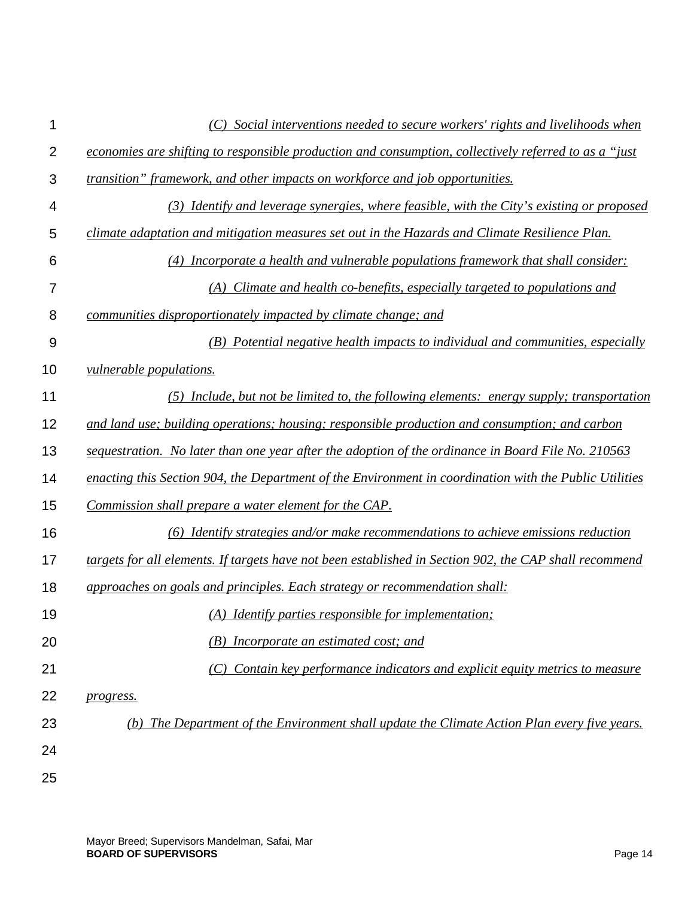*(C) Social interventions needed to secure workers' rights and livelihoods when economies are shifting to responsible production and consumption, collectively referred to as a "just transition" framework, and other impacts on workforce and job opportunities.*

*(3) Identify and leverage synergies, where feasible, with the City's existing or proposed climate adaptation and mitigation measures set out in the Hazards and Climate Resilience Plan.*

*(4) Incorporate a health and vulnerable populations framework that shall consider:*

*(A) Climate and health co-benefits, especially targeted to populations and communities disproportionately impacted by climate change; and*

*(B) Potential negative health impacts to individual and communities, especially vulnerable populations.*

*(5) Include, but not be limited to, the following elements: energy supply; transportation and land use; building operations; housing; responsible production and consumption; and carbon sequestration. No later than one year after the adoption of the ordinance in Board File No. 210563 enacting this Section 904, the Department of the Environment in coordination with the Public Utilities Commission shall prepare a water element for the CAP.*

*(6) Identify strategies and/or make recommendations to achieve emissions reduction targets for all elements. If targets have not been established in Section 902, the CAP shall recommend approaches on goals and principles. Each strategy or recommendation shall:*

*(A) Identify parties responsible for implementation;*

*(B) Incorporate an estimated cost; and*

*(C) Contain key performance indicators and explicit equity metrics to measure progress.*

*(b) The Department of the Environment shall update the Climate Action Plan every five years.*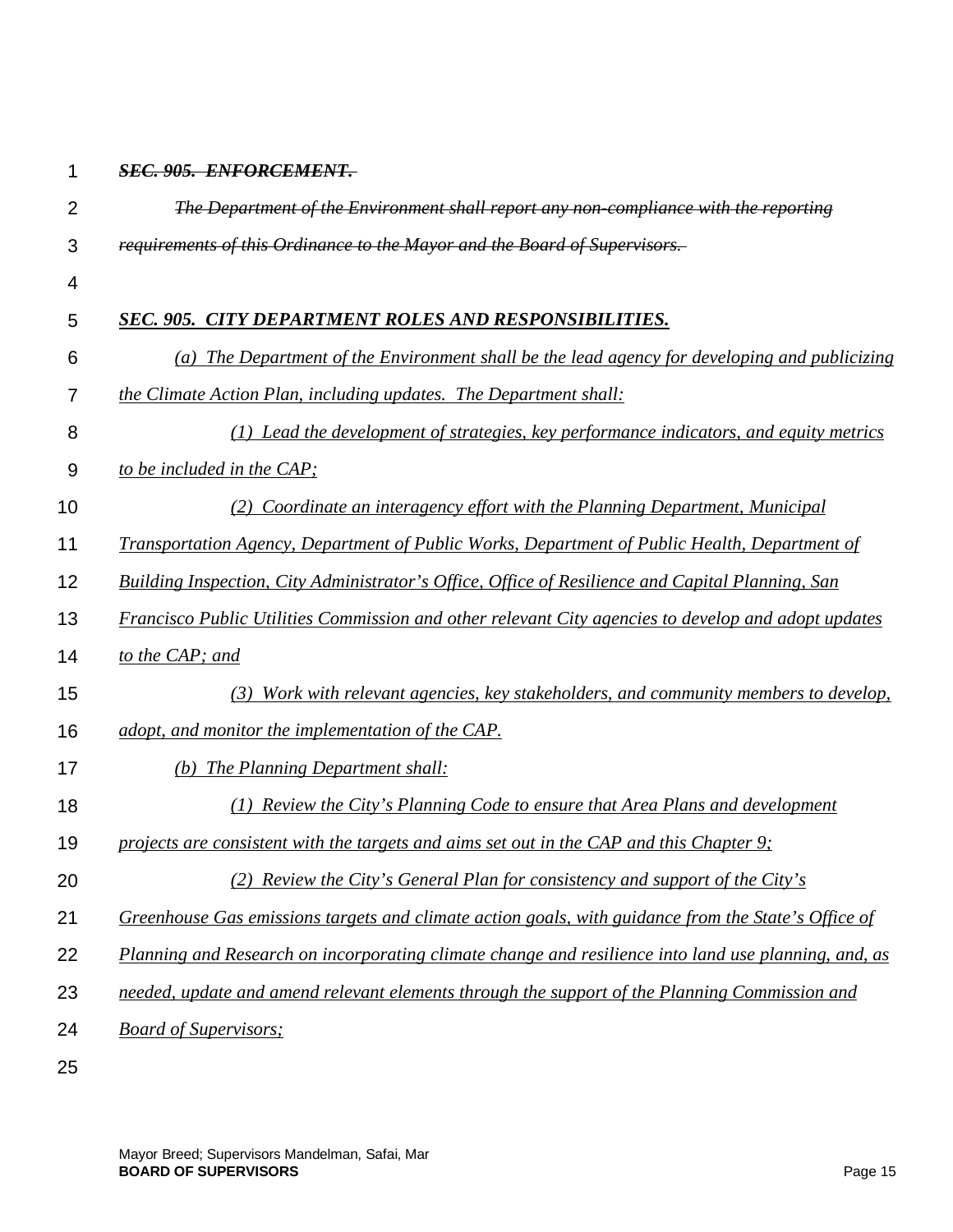~~***SEC. 905. ENFORCEMENT.***~~

~~*The Department of the Environment shall report any non-compliance with the reporting requirements of this Ordinance to the Mayor and the Board of Supervisors.*~~

***SEC. 905. CITY DEPARTMENT ROLES AND RESPONSIBILITIES.***

*(a) The Department of the Environment shall be the lead agency for developing and publicizing the Climate Action Plan, including updates. The Department shall:*

*(1) Lead the development of strategies, key performance indicators, and equity metrics to be included in the CAP;*

*(2) Coordinate an interagency effort with the Planning Department, Municipal Transportation Agency, Department of Public Works, Department of Public Health, Department of Building Inspection, City Administrator's Office, Office of Resilience and Capital Planning, San Francisco Public Utilities Commission and other relevant City agencies to develop and adopt updates to the CAP; and*

*(3) Work with relevant agencies, key stakeholders, and community members to develop, adopt, and monitor the implementation of the CAP.*

*(b) The Planning Department shall:*

*(1) Review the City's Planning Code to ensure that Area Plans and development projects are consistent with the targets and aims set out in the CAP and this Chapter 9;*

*(2) Review the City's General Plan for consistency and support of the City's Greenhouse Gas emissions targets and climate action goals, with guidance from the State's Office of Planning and Research on incorporating climate change and resilience into land use planning, and, as needed, update and amend relevant elements through the support of the Planning Commission and Board of Supervisors;*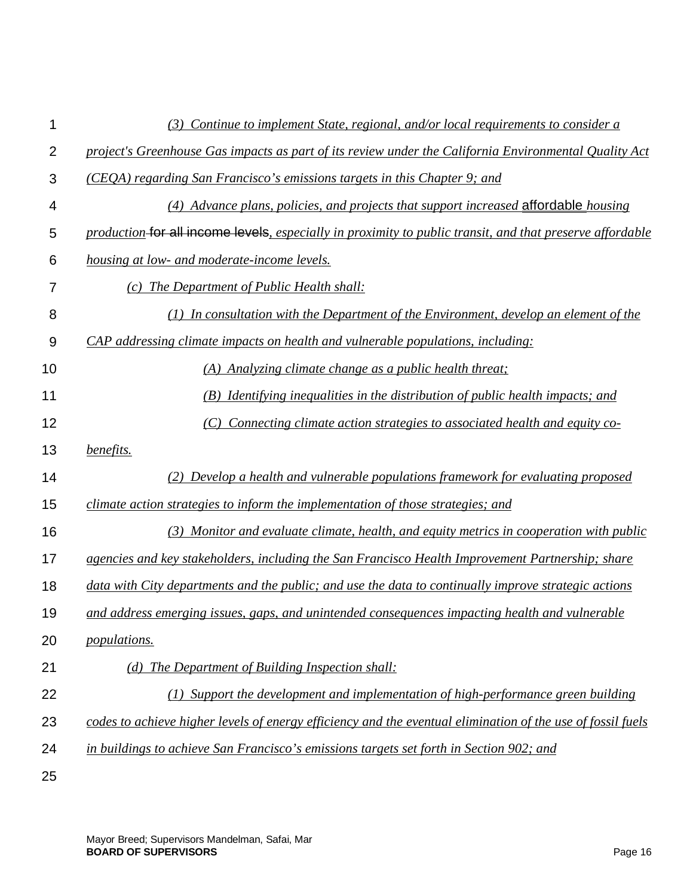*(3) Continue to implement State, regional, and/or local requirements to consider a project's Greenhouse Gas impacts as part of its review under the California Environmental Quality Act (CEQA) regarding San Francisco's emissions targets in this Chapter 9; and*

*(4) Advance plans, policies, and projects that support increased* affordable *housing production* ~~for all income levels~~*, especially in proximity to public transit, and that preserve affordable housing at low- and moderate-income levels.*

*(c) The Department of Public Health shall:*

*(1) In consultation with the Department of the Environment, develop an element of the CAP addressing climate impacts on health and vulnerable populations, including:*

*(A) Analyzing climate change as a public health threat;*

*(B) Identifying inequalities in the distribution of public health impacts; and*

*(C) Connecting climate action strategies to associated health and equity co-benefits.*

*(2) Develop a health and vulnerable populations framework for evaluating proposed climate action strategies to inform the implementation of those strategies; and*

*(3) Monitor and evaluate climate, health, and equity metrics in cooperation with public agencies and key stakeholders, including the San Francisco Health Improvement Partnership; share data with City departments and the public; and use the data to continually improve strategic actions and address emerging issues, gaps, and unintended consequences impacting health and vulnerable populations.*

*(d) The Department of Building Inspection shall:*

*(1) Support the development and implementation of high-performance green building codes to achieve higher levels of energy efficiency and the eventual elimination of the use of fossil fuels in buildings to achieve San Francisco's emissions targets set forth in Section 902; and*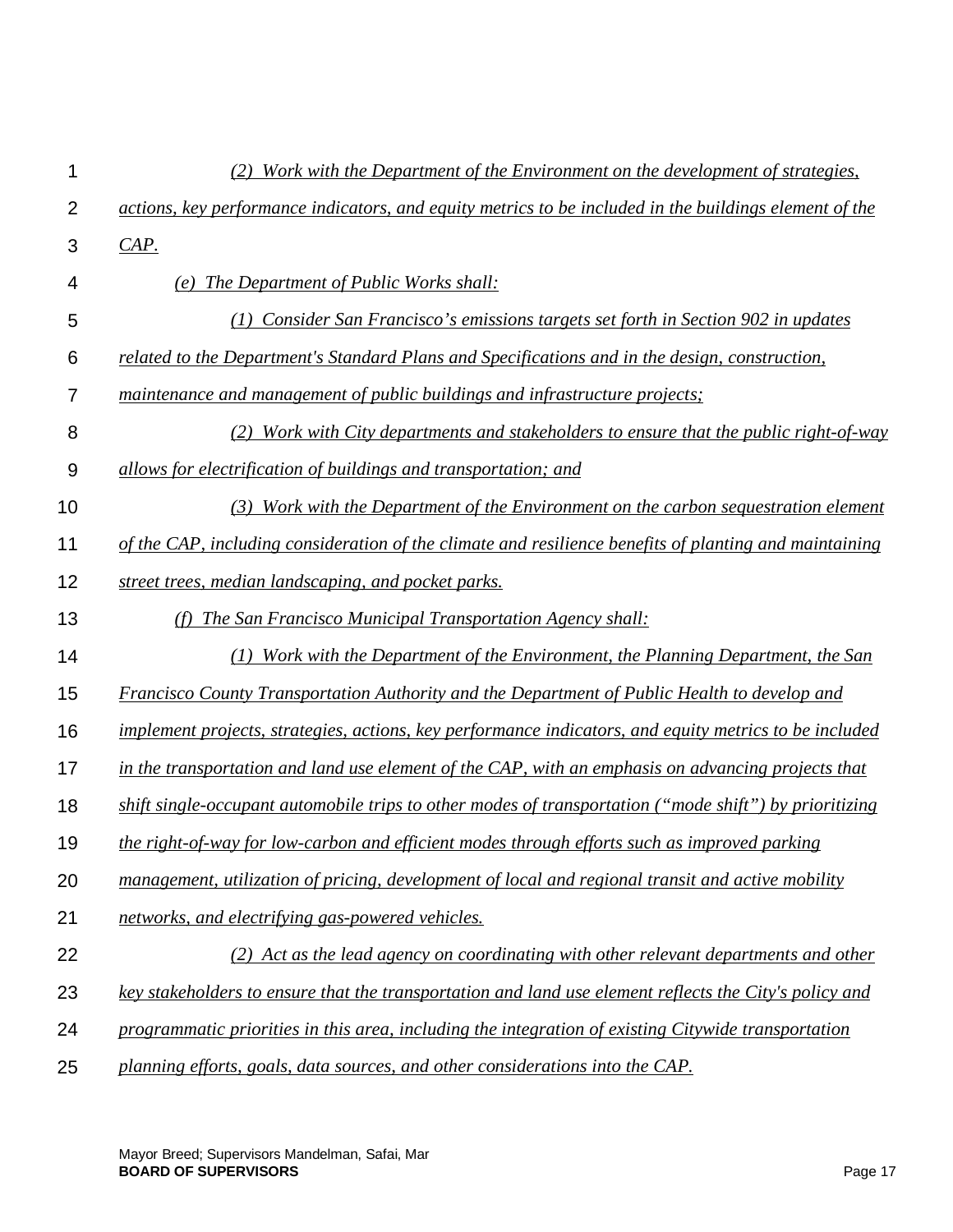*(2) Work with the Department of the Environment on the development of strategies, actions, key performance indicators, and equity metrics to be included in the buildings element of the CAP.*

*(e) The Department of Public Works shall:*

*(1) Consider San Francisco's emissions targets set forth in Section 902 in updates related to the Department's Standard Plans and Specifications and in the design, construction, maintenance and management of public buildings and infrastructure projects;*

*(2) Work with City departments and stakeholders to ensure that the public right-of-way allows for electrification of buildings and transportation; and*

*(3) Work with the Department of the Environment on the carbon sequestration element of the CAP, including consideration of the climate and resilience benefits of planting and maintaining street trees, median landscaping, and pocket parks.*

*(f) The San Francisco Municipal Transportation Agency shall:*

*(1) Work with the Department of the Environment, the Planning Department, the San Francisco County Transportation Authority and the Department of Public Health to develop and implement projects, strategies, actions, key performance indicators, and equity metrics to be included in the transportation and land use element of the CAP, with an emphasis on advancing projects that shift single-occupant automobile trips to other modes of transportation ("mode shift") by prioritizing the right-of-way for low-carbon and efficient modes through efforts such as improved parking management, utilization of pricing, development of local and regional transit and active mobility networks, and electrifying gas-powered vehicles.*

*(2) Act as the lead agency on coordinating with other relevant departments and other key stakeholders to ensure that the transportation and land use element reflects the City's policy and programmatic priorities in this area, including the integration of existing Citywide transportation planning efforts, goals, data sources, and other considerations into the CAP.*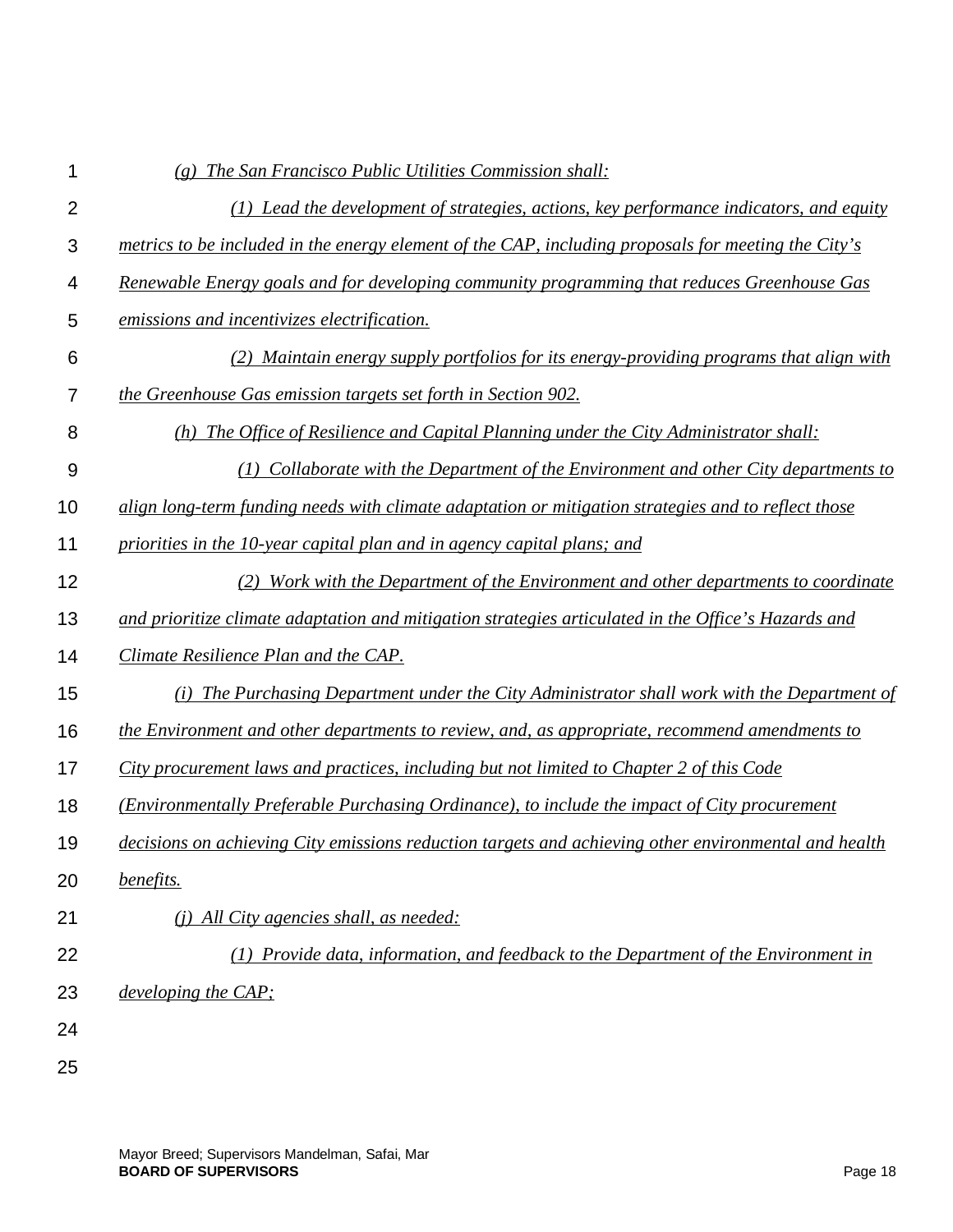*(g) The San Francisco Public Utilities Commission shall:*

*(1) Lead the development of strategies, actions, key performance indicators, and equity metrics to be included in the energy element of the CAP, including proposals for meeting the City's Renewable Energy goals and for developing community programming that reduces Greenhouse Gas emissions and incentivizes electrification.*

*(2) Maintain energy supply portfolios for its energy-providing programs that align with the Greenhouse Gas emission targets set forth in Section 902.*

*(h) The Office of Resilience and Capital Planning under the City Administrator shall:*

*(1) Collaborate with the Department of the Environment and other City departments to align long-term funding needs with climate adaptation or mitigation strategies and to reflect those priorities in the 10-year capital plan and in agency capital plans; and*

*(2) Work with the Department of the Environment and other departments to coordinate and prioritize climate adaptation and mitigation strategies articulated in the Office's Hazards and Climate Resilience Plan and the CAP.*

*(i) The Purchasing Department under the City Administrator shall work with the Department of the Environment and other departments to review, and, as appropriate, recommend amendments to City procurement laws and practices, including but not limited to Chapter 2 of this Code (Environmentally Preferable Purchasing Ordinance), to include the impact of City procurement decisions on achieving City emissions reduction targets and achieving other environmental and health benefits.*

*(j) All City agencies shall, as needed:*

*(1) Provide data, information, and feedback to the Department of the Environment in developing the CAP;*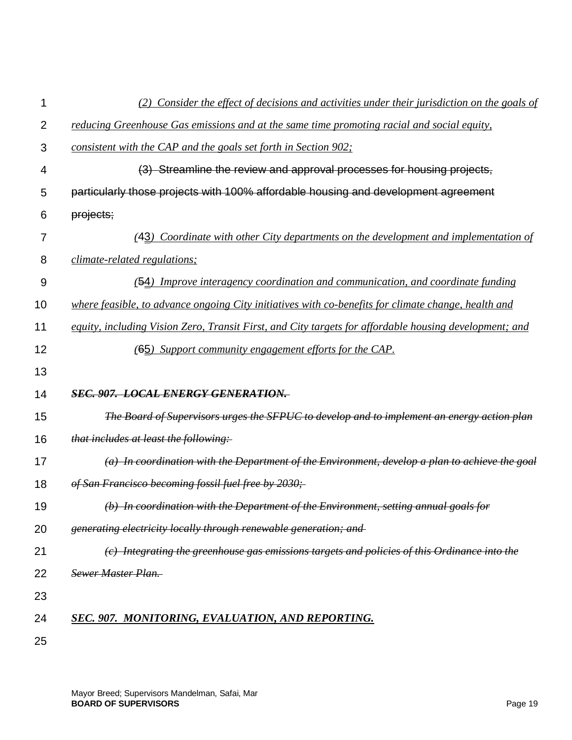*(2) Consider the effect of decisions and activities under their jurisdiction on the goals of reducing Greenhouse Gas emissions and at the same time promoting racial and social equity, consistent with the CAP and the goals set forth in Section 902;*

~~(3) Streamline the review and approval processes for housing projects, particularly those projects with 100% affordable housing and development agreement projects;~~

*(~~4~~3) Coordinate with other City departments on the development and implementation of climate-related regulations;*

*(~~5~~4) Improve interagency coordination and communication, and coordinate funding where feasible, to advance ongoing City initiatives with co-benefits for climate change, health and equity, including Vision Zero, Transit First, and City targets for affordable housing development; and*

*(~~6~~5) Support community engagement efforts for the CAP.*

~~***SEC. 907. LOCAL ENERGY GENERATION.***~~

~~*The Board of Supervisors urges the SFPUC to develop and to implement an energy action plan that includes at least the following:*~~

~~*(a) In coordination with the Department of the Environment, develop a plan to achieve the goal of San Francisco becoming fossil fuel free by 2030;*~~

~~*(b) In coordination with the Department of the Environment, setting annual goals for generating electricity locally through renewable generation; and*~~

~~*(c) Integrating the greenhouse gas emissions targets and policies of this Ordinance into the Sewer Master Plan.*~~

***SEC. 907. MONITORING, EVALUATION, AND REPORTING.***

Mayor Breed; Supervisors Mandelman, Safai, Mar
**BOARD OF SUPERVISORS**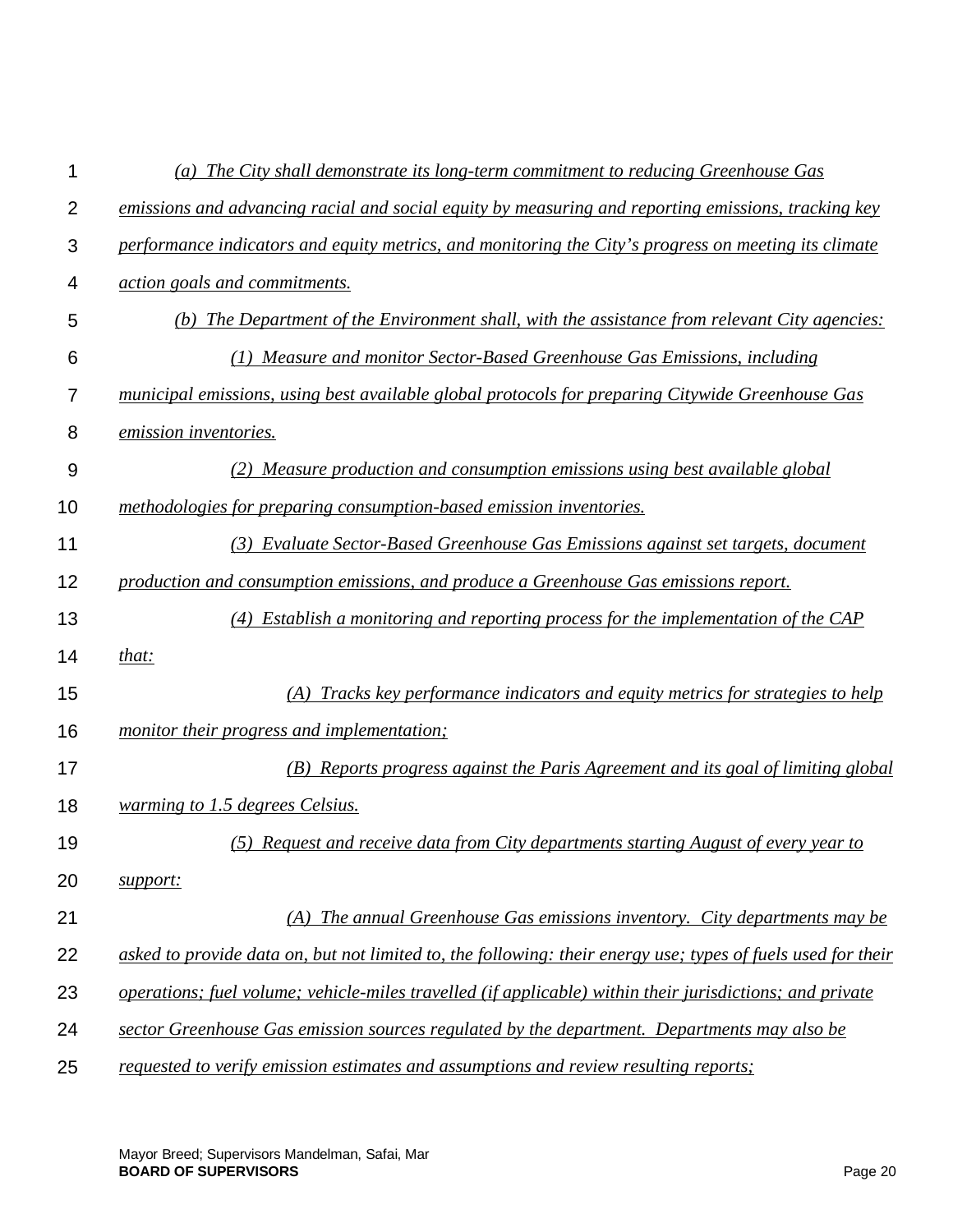*(a) The City shall demonstrate its long-term commitment to reducing Greenhouse Gas emissions and advancing racial and social equity by measuring and reporting emissions, tracking key performance indicators and equity metrics, and monitoring the City's progress on meeting its climate action goals and commitments.*

*(b) The Department of the Environment shall, with the assistance from relevant City agencies:*

*(1) Measure and monitor Sector-Based Greenhouse Gas Emissions, including municipal emissions, using best available global protocols for preparing Citywide Greenhouse Gas emission inventories.*

*(2) Measure production and consumption emissions using best available global methodologies for preparing consumption-based emission inventories.*

*(3) Evaluate Sector-Based Greenhouse Gas Emissions against set targets, document production and consumption emissions, and produce a Greenhouse Gas emissions report.*

*(4) Establish a monitoring and reporting process for the implementation of the CAP that:*

*(A) Tracks key performance indicators and equity metrics for strategies to help monitor their progress and implementation;*

*(B) Reports progress against the Paris Agreement and its goal of limiting global warming to 1.5 degrees Celsius.*

*(5) Request and receive data from City departments starting August of every year to support:*

*(A) The annual Greenhouse Gas emissions inventory. City departments may be asked to provide data on, but not limited to, the following: their energy use; types of fuels used for their operations; fuel volume; vehicle-miles travelled (if applicable) within their jurisdictions; and private sector Greenhouse Gas emission sources regulated by the department. Departments may also be requested to verify emission estimates and assumptions and review resulting reports;*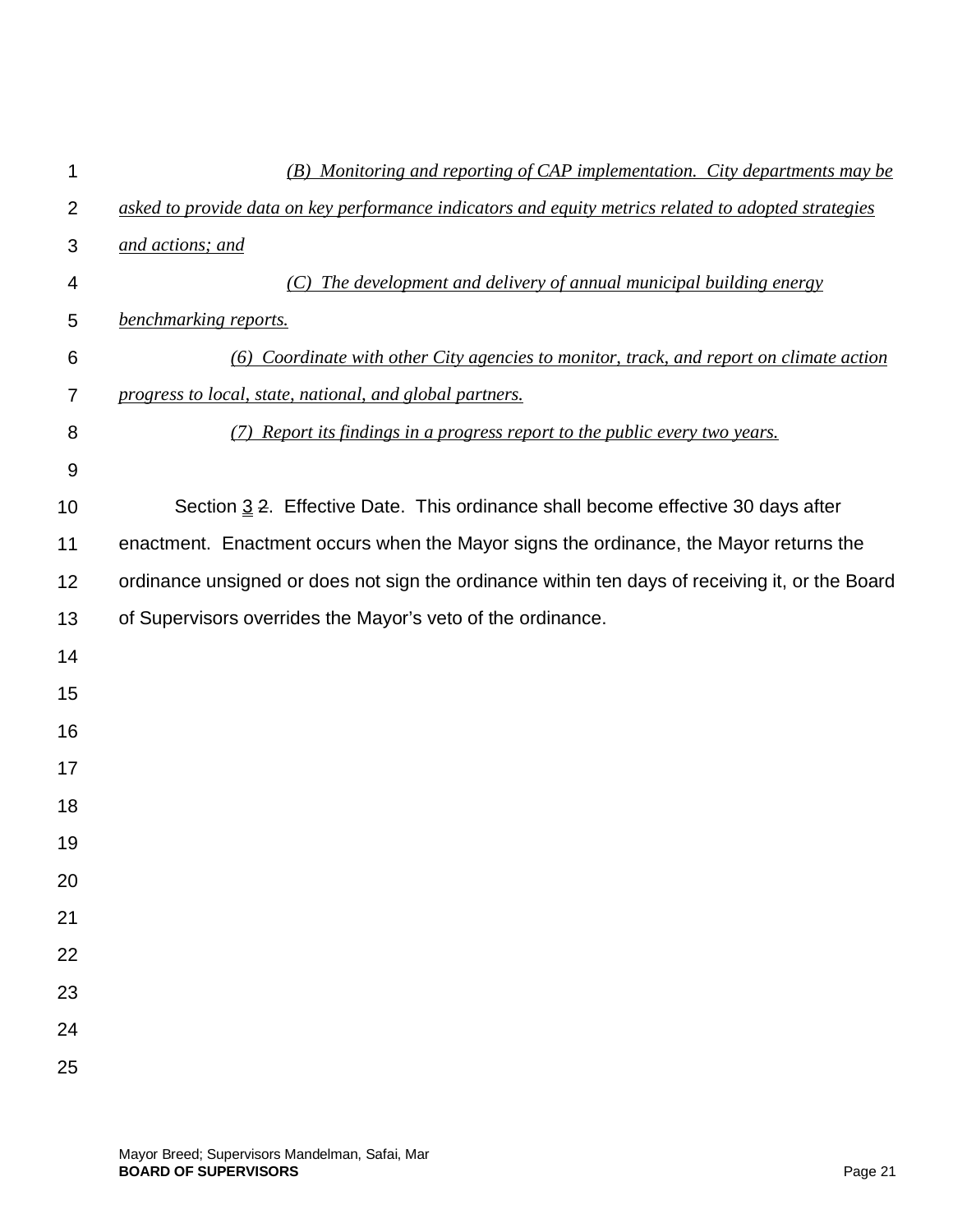*(B) Monitoring and reporting of CAP implementation. City departments may be asked to provide data on key performance indicators and equity metrics related to adopted strategies and actions; and*

*(C) The development and delivery of annual municipal building energy benchmarking reports.*

*(6) Coordinate with other City agencies to monitor, track, and report on climate action progress to local, state, national, and global partners.*

*(7) Report its findings in a progress report to the public every two years.*

Section 3 ~~2~~. Effective Date. This ordinance shall become effective 30 days after enactment. Enactment occurs when the Mayor signs the ordinance, the Mayor returns the ordinance unsigned or does not sign the ordinance within ten days of receiving it, or the Board of Supervisors overrides the Mayor's veto of the ordinance.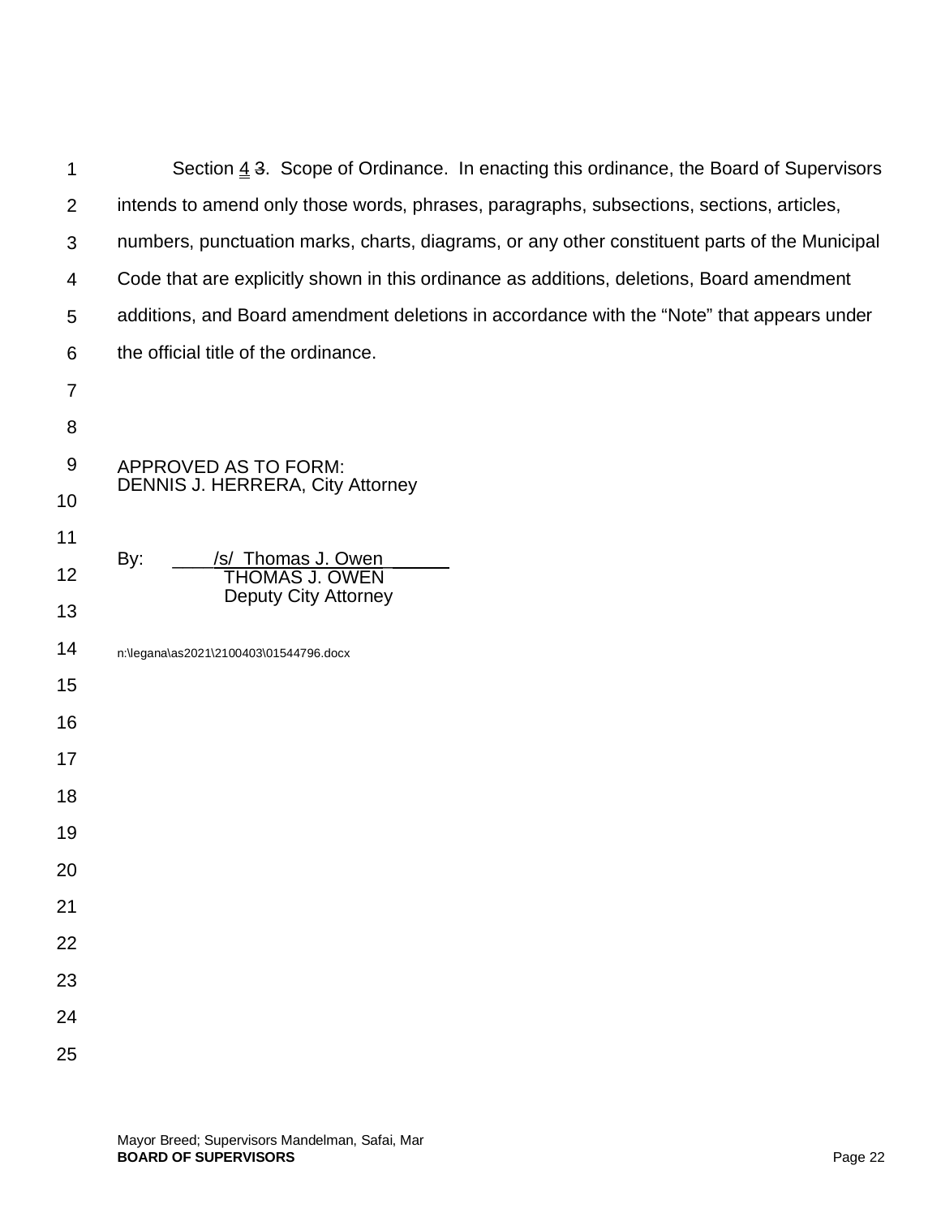Section <u>4</u> ~~3~~. Scope of Ordinance. In enacting this ordinance, the Board of Supervisors intends to amend only those words, phrases, paragraphs, subsections, sections, articles, numbers, punctuation marks, charts, diagrams, or any other constituent parts of the Municipal Code that are explicitly shown in this ordinance as additions, deletions, Board amendment additions, and Board amendment deletions in accordance with the "Note" that appears under the official title of the ordinance.

APPROVED AS TO FORM:
DENNIS J. HERRERA, City Attorney

By: /s/ Thomas J. Owen
THOMAS J. OWEN
Deputy City Attorney

n:\legana\as2021\2100403\01544796.docx

Mayor Breed; Supervisors Mandelman, Safai, Mar
**BOARD OF SUPERVISORS**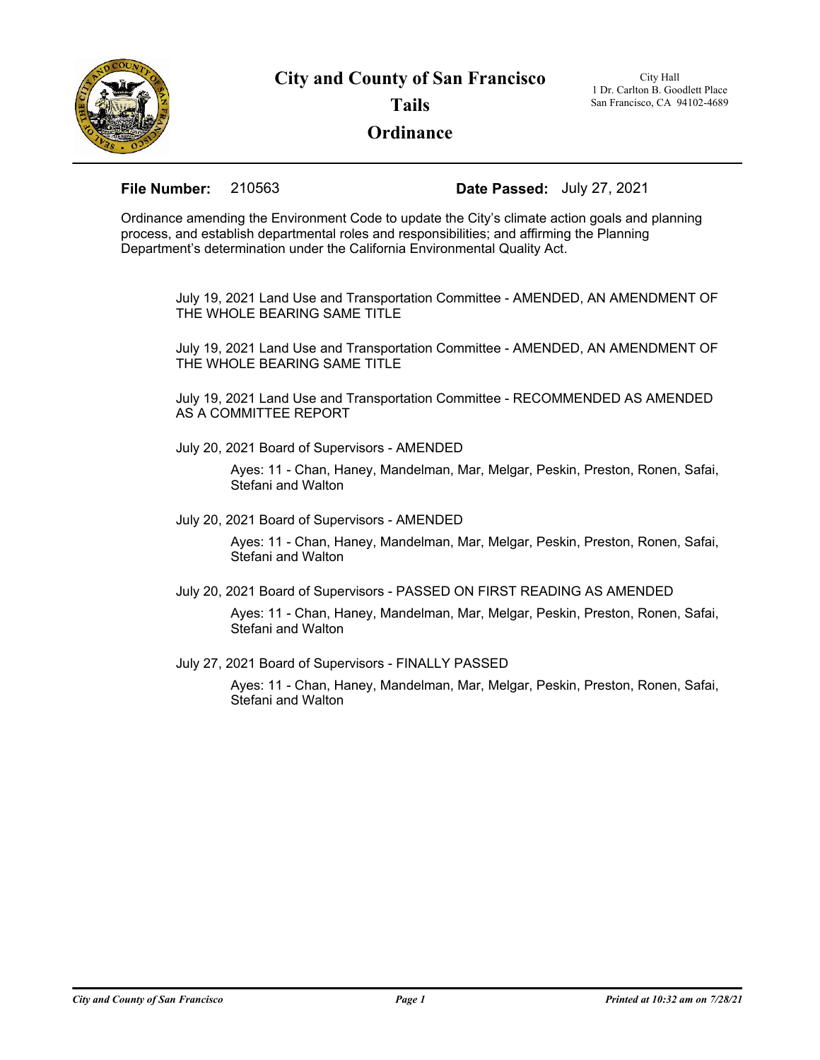# City and County of San Francisco

## Tails

## Ordinance

City Hall
1 Dr. Carlton B. Goodlett Place
San Francisco, CA 94102-4689

**File Number:** 210563 **Date Passed:** July 27, 2021

Ordinance amending the Environment Code to update the City's climate action goals and planning process, and establish departmental roles and responsibilities; and affirming the Planning Department's determination under the California Environmental Quality Act.

July 19, 2021 Land Use and Transportation Committee - AMENDED, AN AMENDMENT OF THE WHOLE BEARING SAME TITLE

July 19, 2021 Land Use and Transportation Committee - AMENDED, AN AMENDMENT OF THE WHOLE BEARING SAME TITLE

July 19, 2021 Land Use and Transportation Committee - RECOMMENDED AS AMENDED AS A COMMITTEE REPORT

July 20, 2021 Board of Supervisors - AMENDED

> Ayes: 11 - Chan, Haney, Mandelman, Mar, Melgar, Peskin, Preston, Ronen, Safai, Stefani and Walton

July 20, 2021 Board of Supervisors - AMENDED

> Ayes: 11 - Chan, Haney, Mandelman, Mar, Melgar, Peskin, Preston, Ronen, Safai, Stefani and Walton

July 20, 2021 Board of Supervisors - PASSED ON FIRST READING AS AMENDED

> Ayes: 11 - Chan, Haney, Mandelman, Mar, Melgar, Peskin, Preston, Ronen, Safai, Stefani and Walton

July 27, 2021 Board of Supervisors - FINALLY PASSED

> Ayes: 11 - Chan, Haney, Mandelman, Mar, Melgar, Peskin, Preston, Ronen, Safai, Stefani and Walton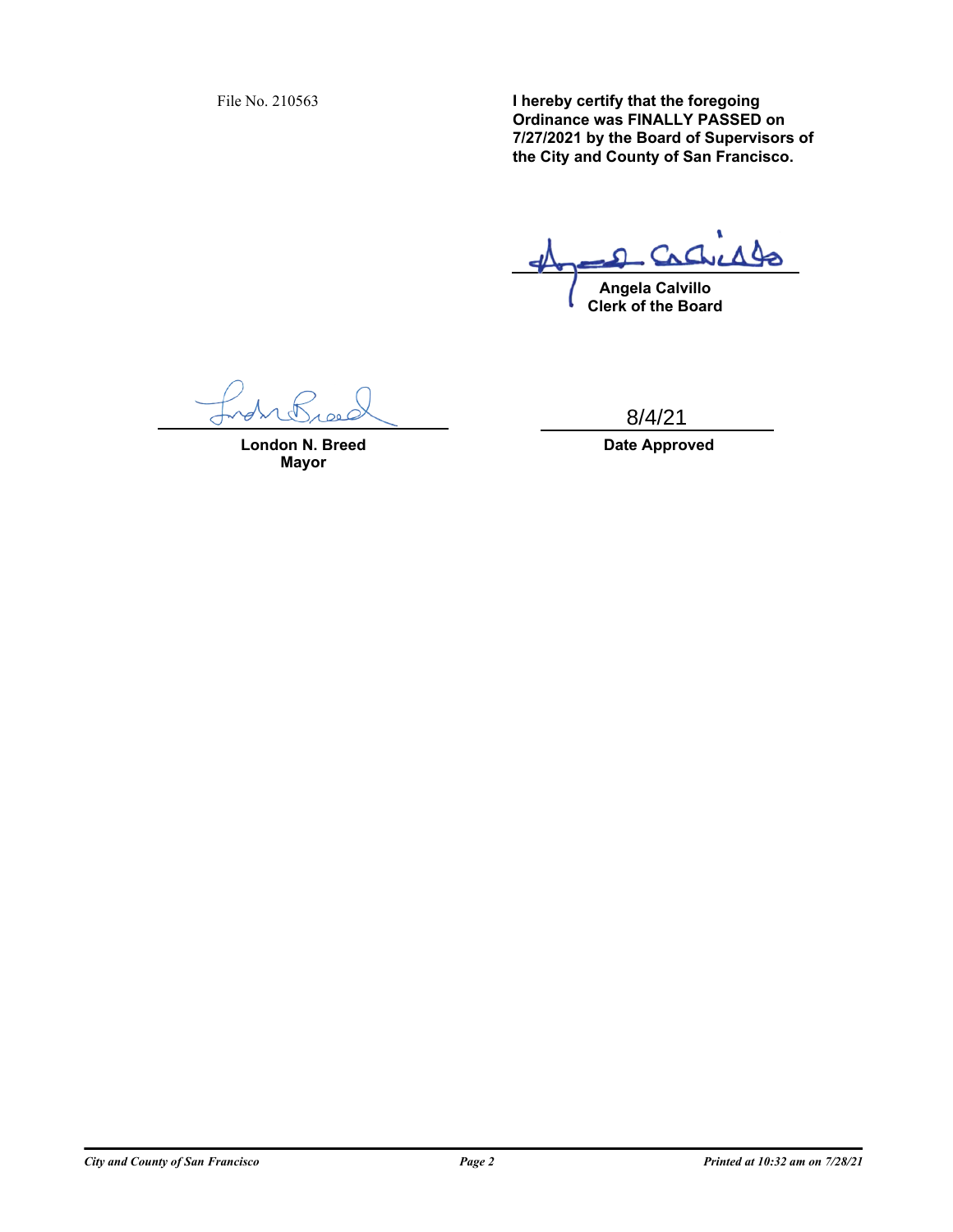File No. 210563

**I hereby certify that the foregoing Ordinance was FINALLY PASSED on 7/27/2021 by the Board of Supervisors of the City and County of San Francisco.**

**Angela Calvillo**
**Clerk of the Board**

**London N. Breed**
**Mayor**

8/4/21

**Date Approved**